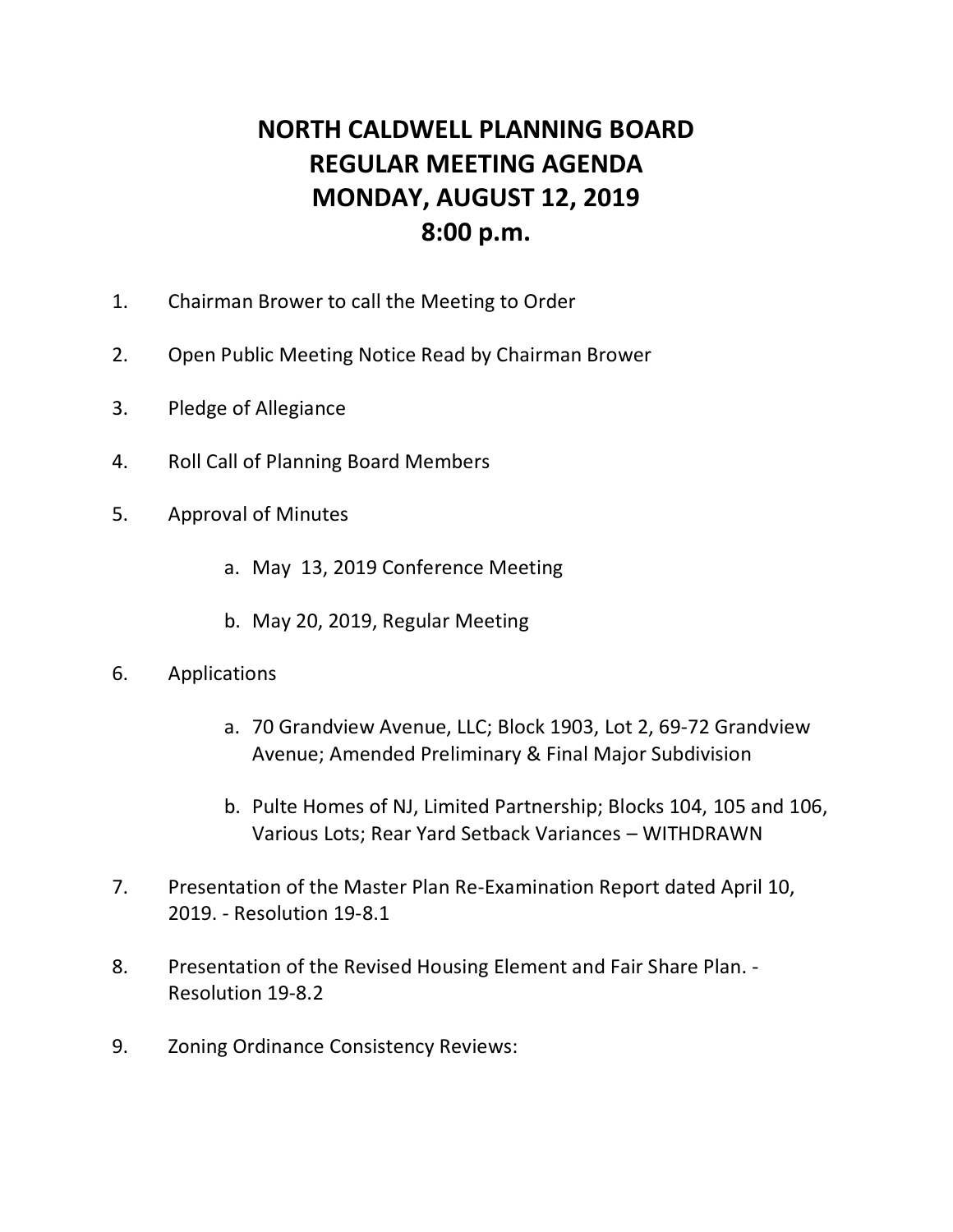# NORTH CALDWELL PLANNING BOARD
# REGULAR MEETING AGENDA
# MONDAY, AUGUST 12, 2019
# 8:00 p.m.

1. Chairman Brower to call the Meeting to Order

2. Open Public Meeting Notice Read by Chairman Brower

3. Pledge of Allegiance

4. Roll Call of Planning Board Members

5. Approval of Minutes

   a. May 13, 2019 Conference Meeting

   b. May 20, 2019, Regular Meeting

6. Applications

   a. 70 Grandview Avenue, LLC; Block 1903, Lot 2, 69-72 Grandview Avenue; Amended Preliminary & Final Major Subdivision

   b. Pulte Homes of NJ, Limited Partnership; Blocks 104, 105 and 106, Various Lots; Rear Yard Setback Variances – WITHDRAWN

7. Presentation of the Master Plan Re-Examination Report dated April 10, 2019. - Resolution 19-8.1

8. Presentation of the Revised Housing Element and Fair Share Plan. - Resolution 19-8.2

9. Zoning Ordinance Consistency Reviews: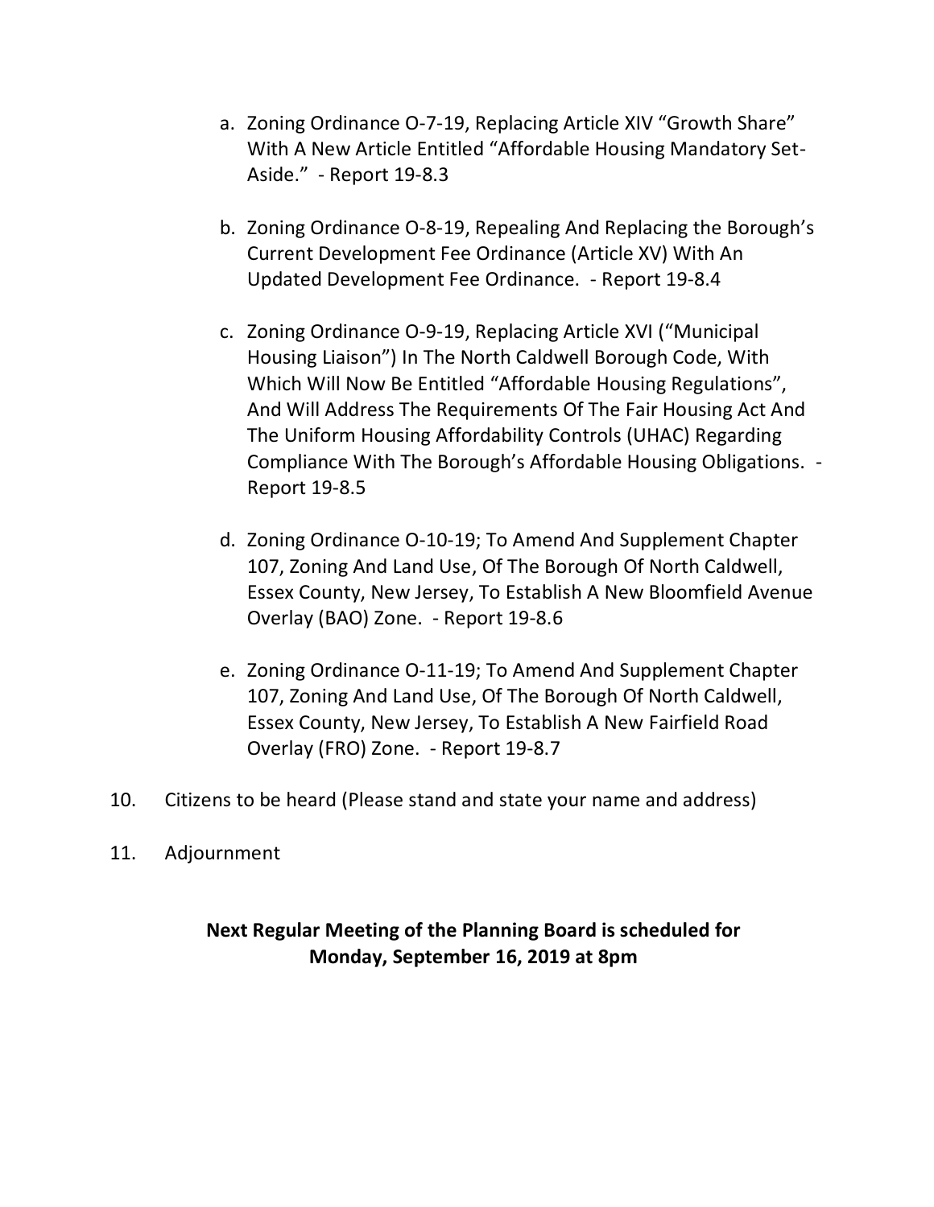a. Zoning Ordinance O-7-19, Replacing Article XIV "Growth Share" With A New Article Entitled "Affordable Housing Mandatory Set-Aside." - Report 19-8.3

b. Zoning Ordinance O-8-19, Repealing And Replacing the Borough's Current Development Fee Ordinance (Article XV) With An Updated Development Fee Ordinance. - Report 19-8.4

c. Zoning Ordinance O-9-19, Replacing Article XVI ("Municipal Housing Liaison") In The North Caldwell Borough Code, With Which Will Now Be Entitled "Affordable Housing Regulations", And Will Address The Requirements Of The Fair Housing Act And The Uniform Housing Affordability Controls (UHAC) Regarding Compliance With The Borough's Affordable Housing Obligations. - Report 19-8.5

d. Zoning Ordinance O-10-19; To Amend And Supplement Chapter 107, Zoning And Land Use, Of The Borough Of North Caldwell, Essex County, New Jersey, To Establish A New Bloomfield Avenue Overlay (BAO) Zone. - Report 19-8.6

e. Zoning Ordinance O-11-19; To Amend And Supplement Chapter 107, Zoning And Land Use, Of The Borough Of North Caldwell, Essex County, New Jersey, To Establish A New Fairfield Road Overlay (FRO) Zone. - Report 19-8.7

10. Citizens to be heard (Please stand and state your name and address)

11. Adjournment

**Next Regular Meeting of the Planning Board is scheduled for Monday, September 16, 2019 at 8pm**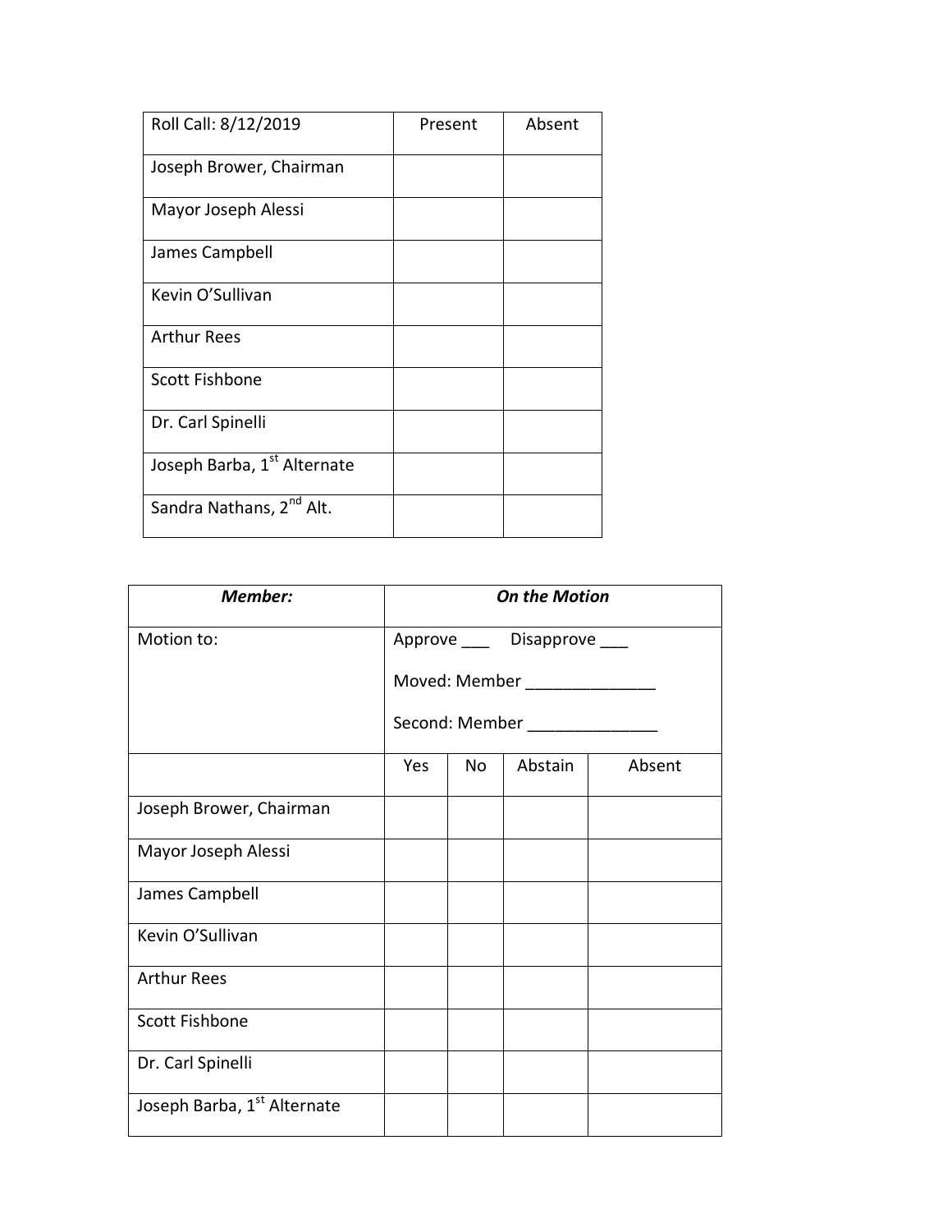| Roll Call: 8/12/2019 | Present | Absent |
| --- | --- | --- |
| Joseph Brower, Chairman | | |
| Mayor Joseph Alessi | | |
| James Campbell | | |
| Kevin O'Sullivan | | |
| Arthur Rees | | |
| Scott Fishbone | | |
| Dr. Carl Spinelli | | |
| Joseph Barba, 1st Alternate | | |
| Sandra Nathans, 2nd Alt. | | |

| ***Member:*** | ***On the Motion*** | | | |
| --- | --- | --- | --- | --- |
| Motion to: | Approve ___ Disapprove ___<br>Moved: Member ______________<br>Second: Member ______________ | | | |
| | Yes | No | Abstain | Absent |
| Joseph Brower, Chairman | | | | |
| Mayor Joseph Alessi | | | | |
| James Campbell | | | | |
| Kevin O'Sullivan | | | | |
| Arthur Rees | | | | |
| Scott Fishbone | | | | |
| Dr. Carl Spinelli | | | | |
| Joseph Barba, 1st Alternate | | | | |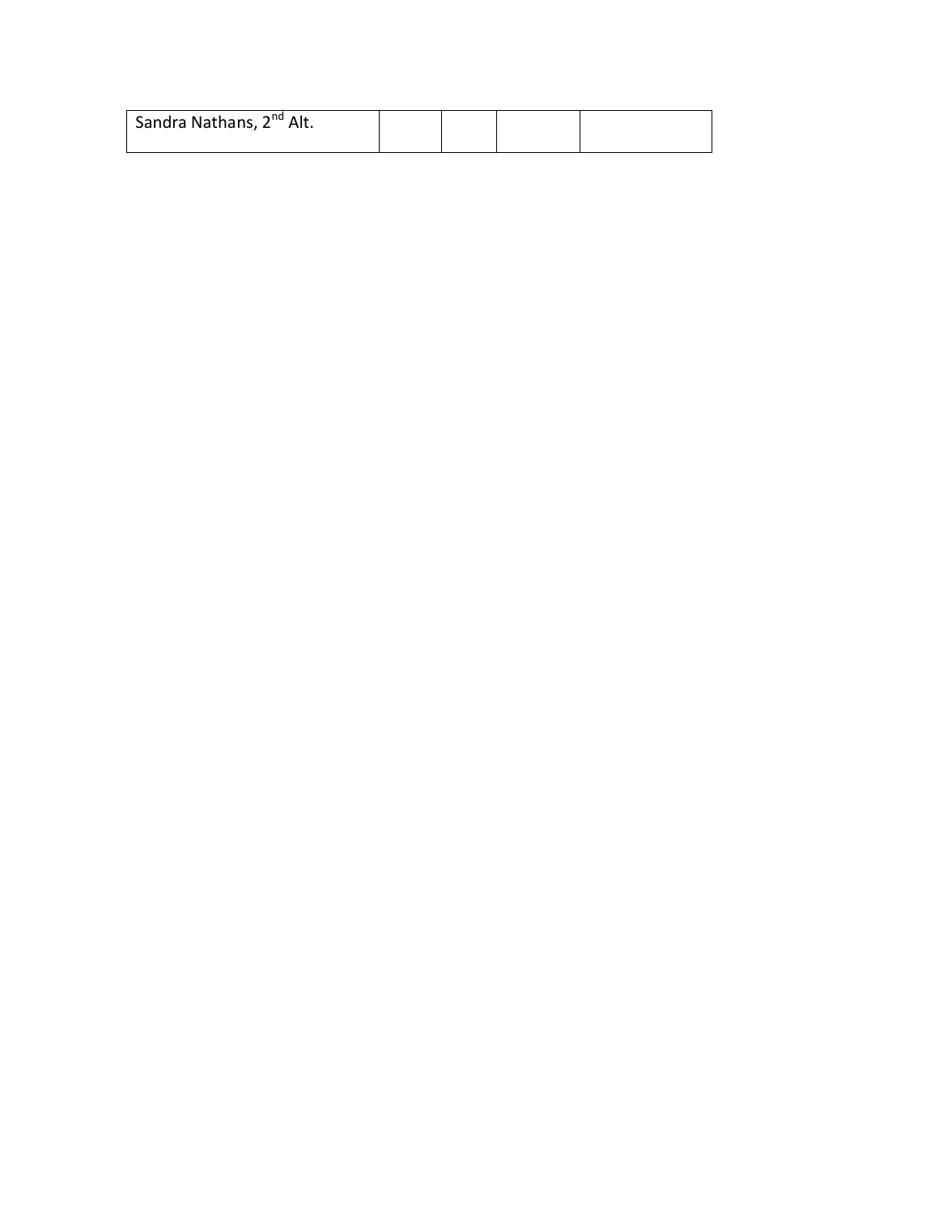| | | | | |
|---|---|---|---|---|
| Sandra Nathans, 2nd Alt. | | | | |